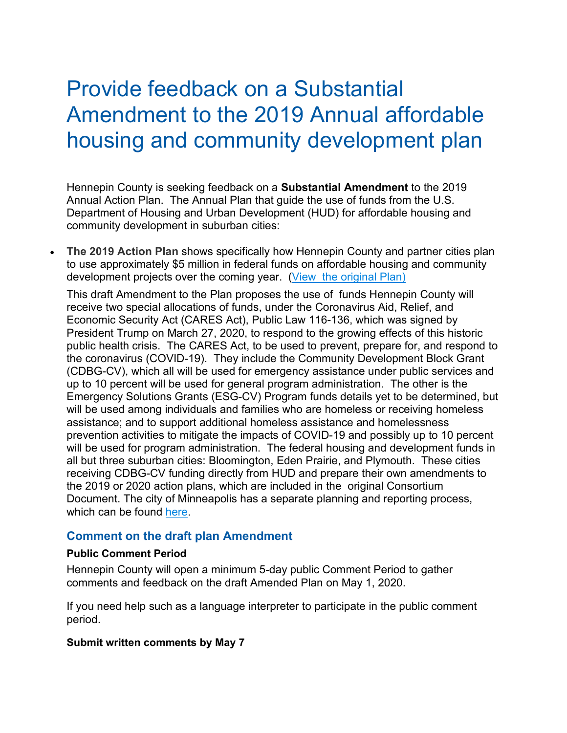# Provide feedback on a Substantial Amendment to the 2019 Annual affordable housing and community development plan

Hennepin County is seeking feedback on a **Substantial Amendment** to the 2019 Annual Action Plan. The Annual Plan that guide the use of funds from the U.S. Department of Housing and Urban Development (HUD) for affordable housing and community development in suburban cities:

- **The 2019 Action Plan** shows specifically how Hennepin County and partner cities plan to use approximately $5 million in federal funds on affordable housing and community development projects over the coming year. [(View the original Plan)]()

  This draft Amendment to the Plan proposes the use of funds Hennepin County will receive two special allocations of funds, under the Coronavirus Aid, Relief, and Economic Security Act (CARES Act), Public Law 116-136, which was signed by President Trump on March 27, 2020, to respond to the growing effects of this historic public health crisis. The CARES Act, to be used to prevent, prepare for, and respond to the coronavirus (COVID-19). They include the Community Development Block Grant (CDBG-CV), which all will be used for emergency assistance under public services and up to 10 percent will be used for general program administration. The other is the Emergency Solutions Grants (ESG-CV) Program funds details yet to be determined, but will be used among individuals and families who are homeless or receiving homeless assistance; and to support additional homeless assistance and homelessness prevention activities to mitigate the impacts of COVID-19 and possibly up to 10 percent will be used for program administration. The federal housing and development funds in all but three suburban cities: Bloomington, Eden Prairie, and Plymouth. These cities receiving CDBG-CV funding directly from HUD and prepare their own amendments to the 2019 or 2020 action plans, which are included in the original Consortium Document. The city of Minneapolis has a separate planning and reporting process, which can be found [here]().

### Comment on the draft plan Amendment

**Public Comment Period**

Hennepin County will open a minimum 5-day public Comment Period to gather comments and feedback on the draft Amended Plan on May 1, 2020.

If you need help such as a language interpreter to participate in the public comment period.

**Submit written comments by May 7**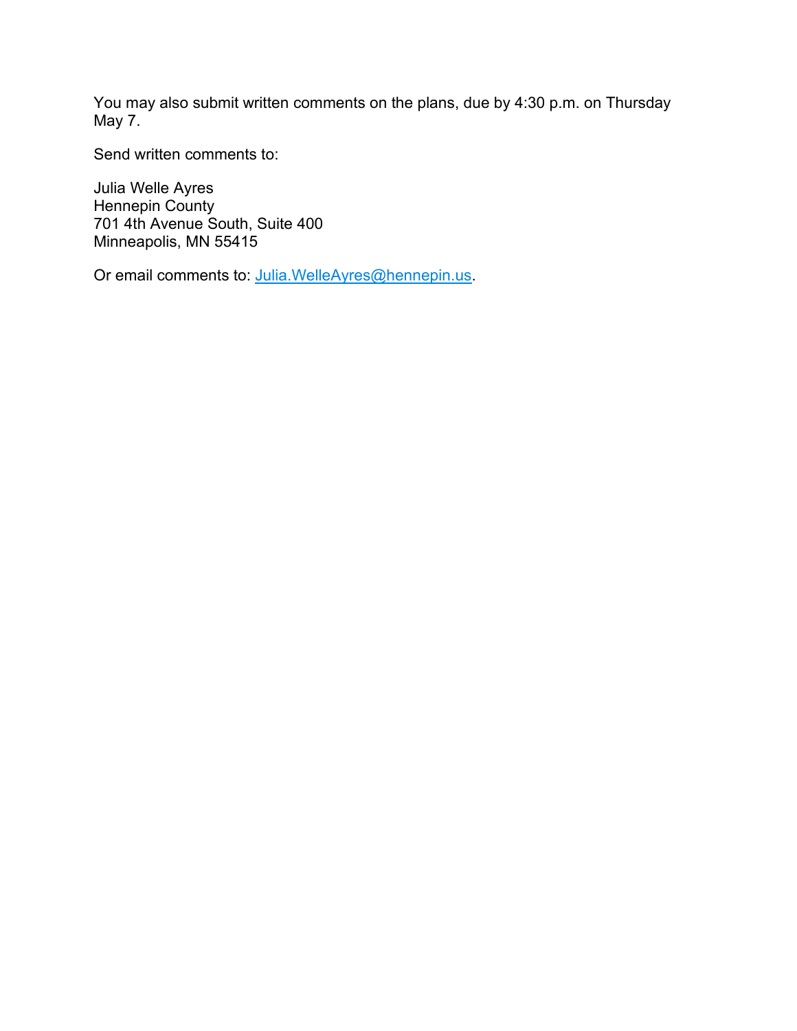You may also submit written comments on the plans, due by 4:30 p.m. on Thursday May 7.

Send written comments to:

Julia Welle Ayres  
Hennepin County  
701 4th Avenue South, Suite 400  
Minneapolis, MN 55415

Or email comments to: [Julia.WelleAyres@hennepin.us](mailto:Julia.WelleAyres@hennepin.us).